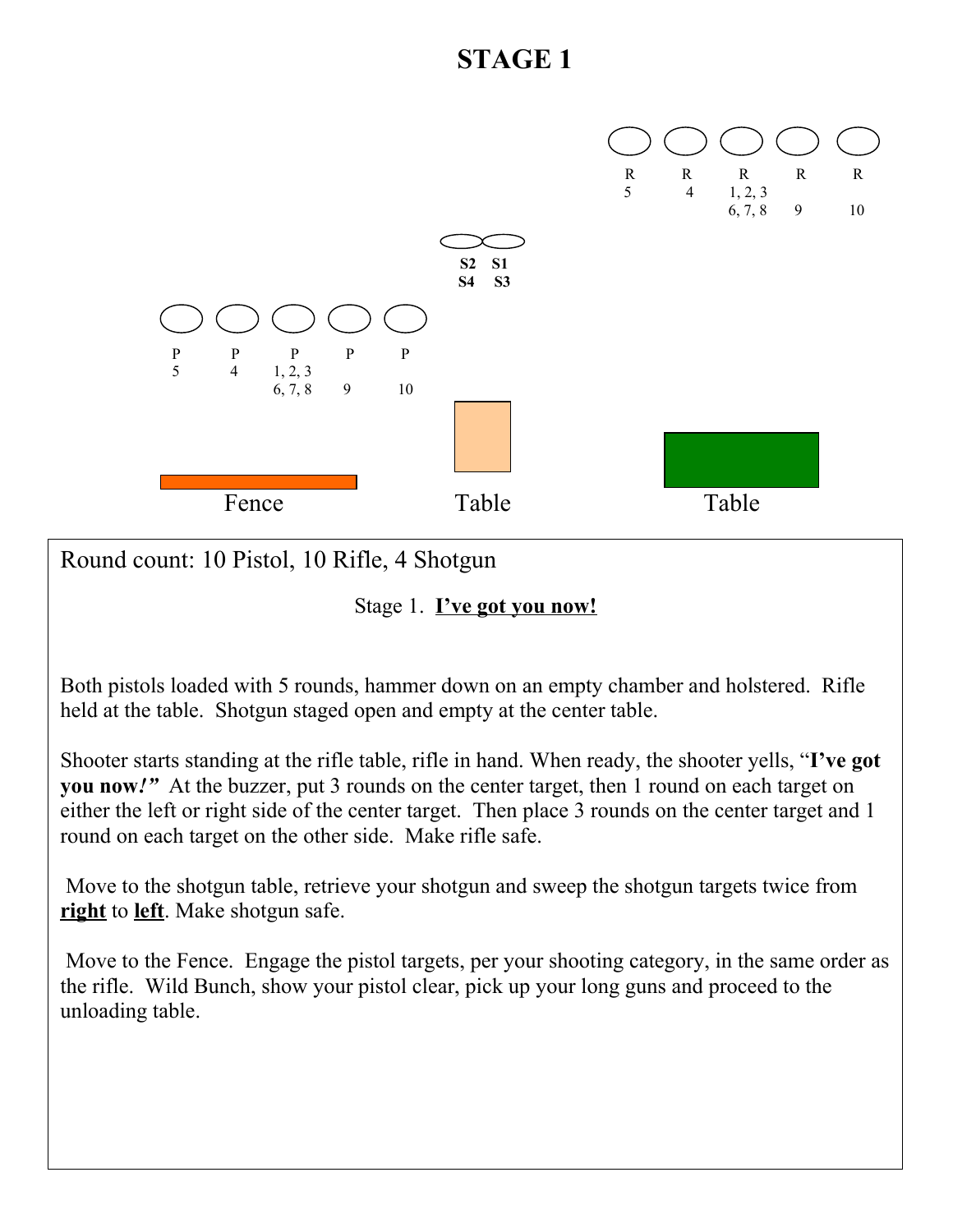# STAGE 1

| R | R | R | R | R |
|---|---|---|---|---|
| 5 | 4 | 1, 2, 3<br>6, 7, 8 | 9 | 10 |

| S2 | S1 |
|---|---|
| S4 | S3 |

| P | P | P | P | P |
|---|---|---|---|---|
| 5 | 4 | 1, 2, 3<br>6, 7, 8 | 9 | 10 |

Fence — Table — Table

Round count: 10 Pistol, 10 Rifle, 4 Shotgun

Stage 1. **<u>I've got you now!</u>**

Both pistols loaded with 5 rounds, hammer down on an empty chamber and holstered. Rifle held at the table. Shotgun staged open and empty at the center table.

Shooter starts standing at the rifle table, rifle in hand. When ready, the shooter yells, "**I've got you now!**" At the buzzer, put 3 rounds on the center target, then 1 round on each target on either the left or right side of the center target. Then place 3 rounds on the center target and 1 round on each target on the other side. Make rifle safe.

Move to the shotgun table, retrieve your shotgun and sweep the shotgun targets twice from **<u>right</u>** to **<u>left</u>**. Make shotgun safe.

Move to the Fence. Engage the pistol targets, per your shooting category, in the same order as the rifle. Wild Bunch, show your pistol clear, pick up your long guns and proceed to the unloading table.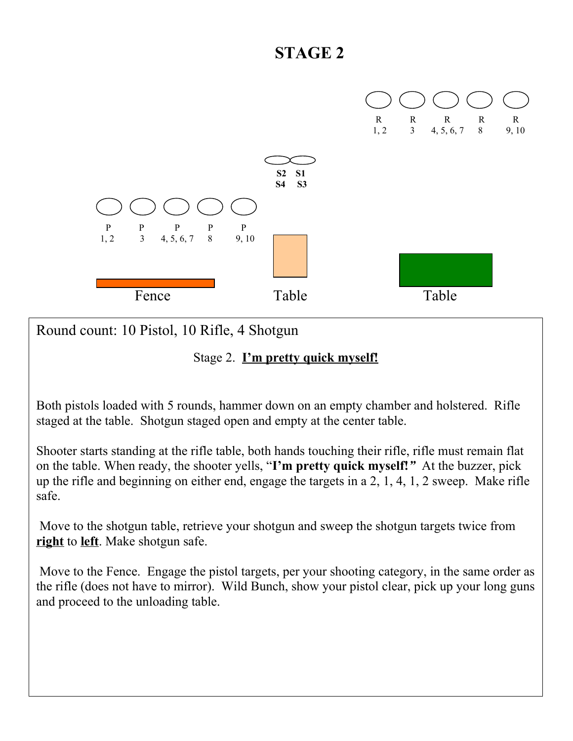# STAGE 2

R 1, 2 — R 3 — R 4, 5, 6, 7 — R 8 — R 9, 10

S2 S1
S4 S3

P 1, 2 — P 3 — P 4, 5, 6, 7 — P 8 — P 9, 10

Fence — Table — Table

Round count: 10 Pistol, 10 Rifle, 4 Shotgun

Stage 2. **<u>I'm pretty quick myself!</u>**

Both pistols loaded with 5 rounds, hammer down on an empty chamber and holstered. Rifle staged at the table. Shotgun staged open and empty at the center table.

Shooter starts standing at the rifle table, both hands touching their rifle, rifle must remain flat on the table. When ready, the shooter yells, "**I'm pretty quick myself!**" At the buzzer, pick up the rifle and beginning on either end, engage the targets in a 2, 1, 4, 1, 2 sweep. Make rifle safe.

Move to the shotgun table, retrieve your shotgun and sweep the shotgun targets twice from **<u>right</u>** to **<u>left</u>**. Make shotgun safe.

Move to the Fence. Engage the pistol targets, per your shooting category, in the same order as the rifle (does not have to mirror). Wild Bunch, show your pistol clear, pick up your long guns and proceed to the unloading table.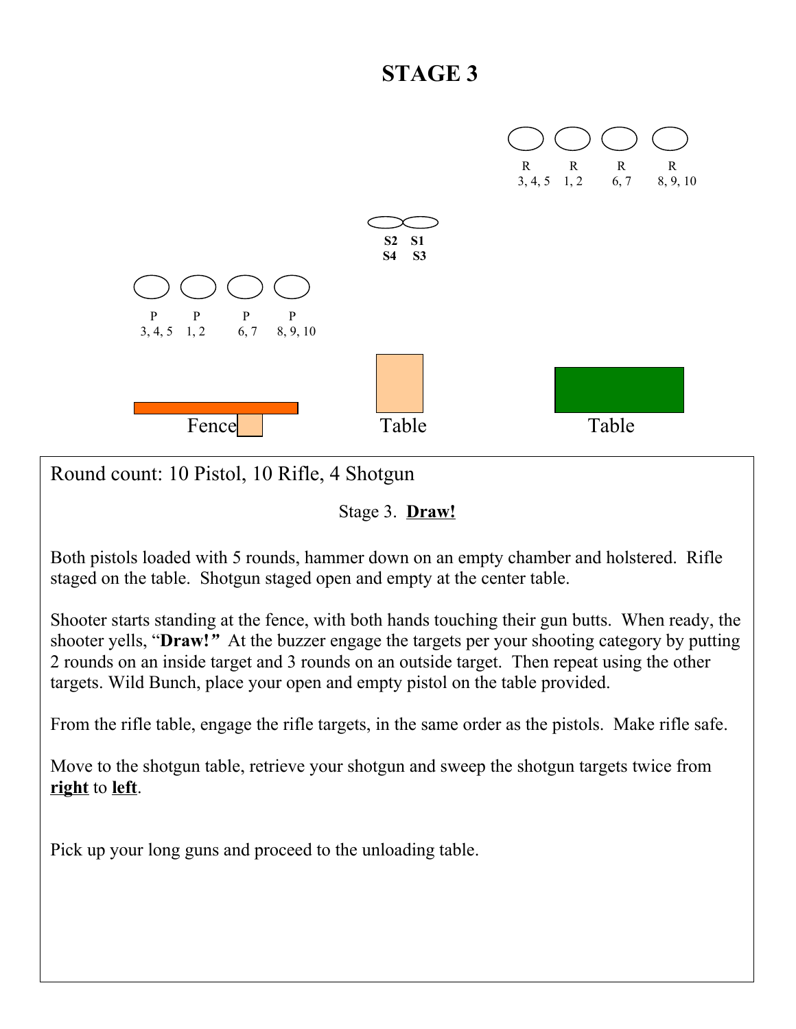# STAGE 3

R R R R
3, 4, 5 1, 2 6, 7 8, 9, 10

S2 S1
S4 S3

P P P P
3, 4, 5 1, 2 6, 7 8, 9, 10

Fence Table Table

Round count: 10 Pistol, 10 Rifle, 4 Shotgun

Stage 3. **Draw!**

Both pistols loaded with 5 rounds, hammer down on an empty chamber and holstered. Rifle staged on the table. Shotgun staged open and empty at the center table.

Shooter starts standing at the fence, with both hands touching their gun butts. When ready, the shooter yells, "**Draw!**" At the buzzer engage the targets per your shooting category by putting 2 rounds on an inside target and 3 rounds on an outside target. Then repeat using the other targets. Wild Bunch, place your open and empty pistol on the table provided.

From the rifle table, engage the rifle targets, in the same order as the pistols. Make rifle safe.

Move to the shotgun table, retrieve your shotgun and sweep the shotgun targets twice from **right** to **left**.

Pick up your long guns and proceed to the unloading table.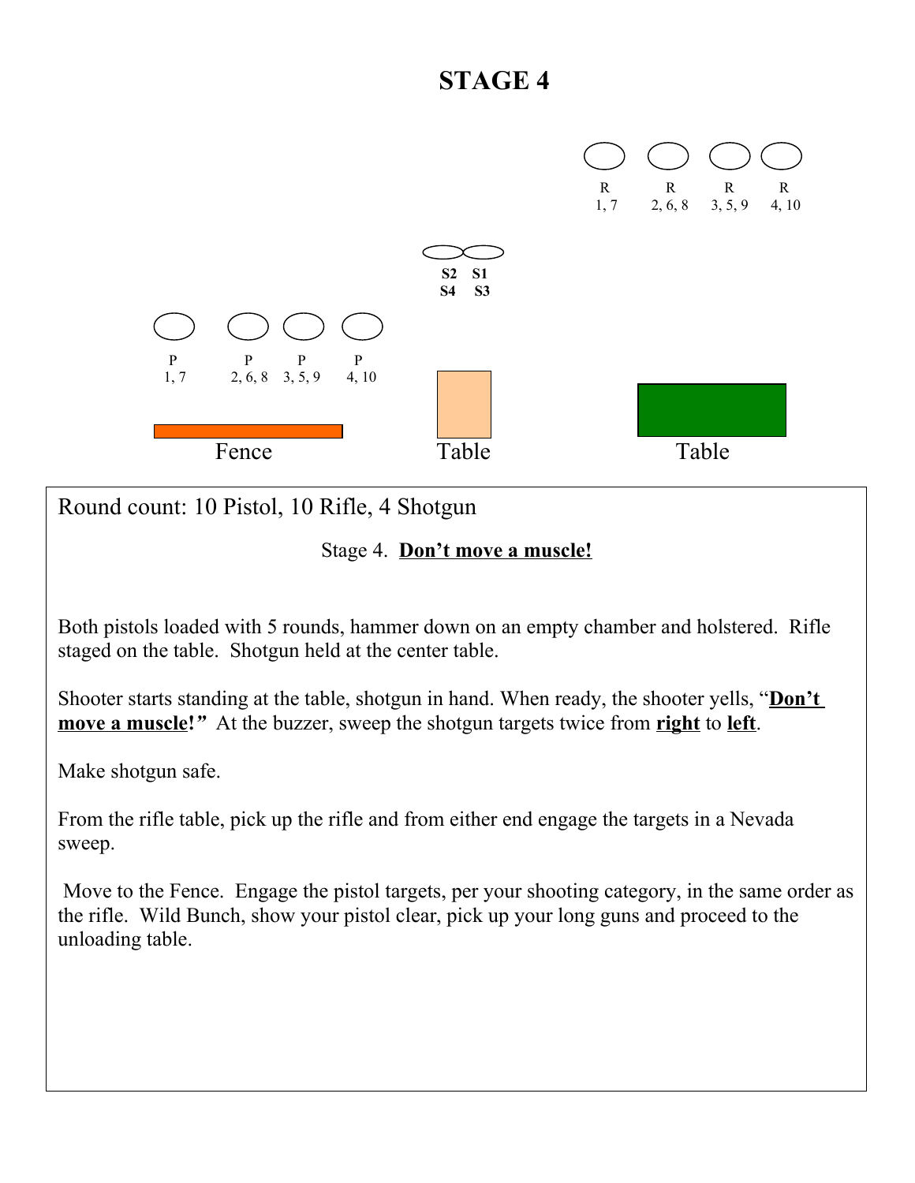# STAGE 4

R 1, 7

R 2, 6, 8

R 3, 5, 9

R 4, 10

**S2 S1**
**S4 S3**

P 1, 7

P 2, 6, 8

P 3, 5, 9

P 4, 10

Fence

Table

Table

Round count: 10 Pistol, 10 Rifle, 4 Shotgun

Stage 4. **<u>Don't move a muscle!</u>**

Both pistols loaded with 5 rounds, hammer down on an empty chamber and holstered. Rifle staged on the table. Shotgun held at the center table.

Shooter starts standing at the table, shotgun in hand. When ready, the shooter yells, "**<u>Don't move a muscle!</u>**" At the buzzer, sweep the shotgun targets twice from **<u>right</u>** to **<u>left</u>**.

Make shotgun safe.

From the rifle table, pick up the rifle and from either end engage the targets in a Nevada sweep.

Move to the Fence. Engage the pistol targets, per your shooting category, in the same order as the rifle. Wild Bunch, show your pistol clear, pick up your long guns and proceed to the unloading table.